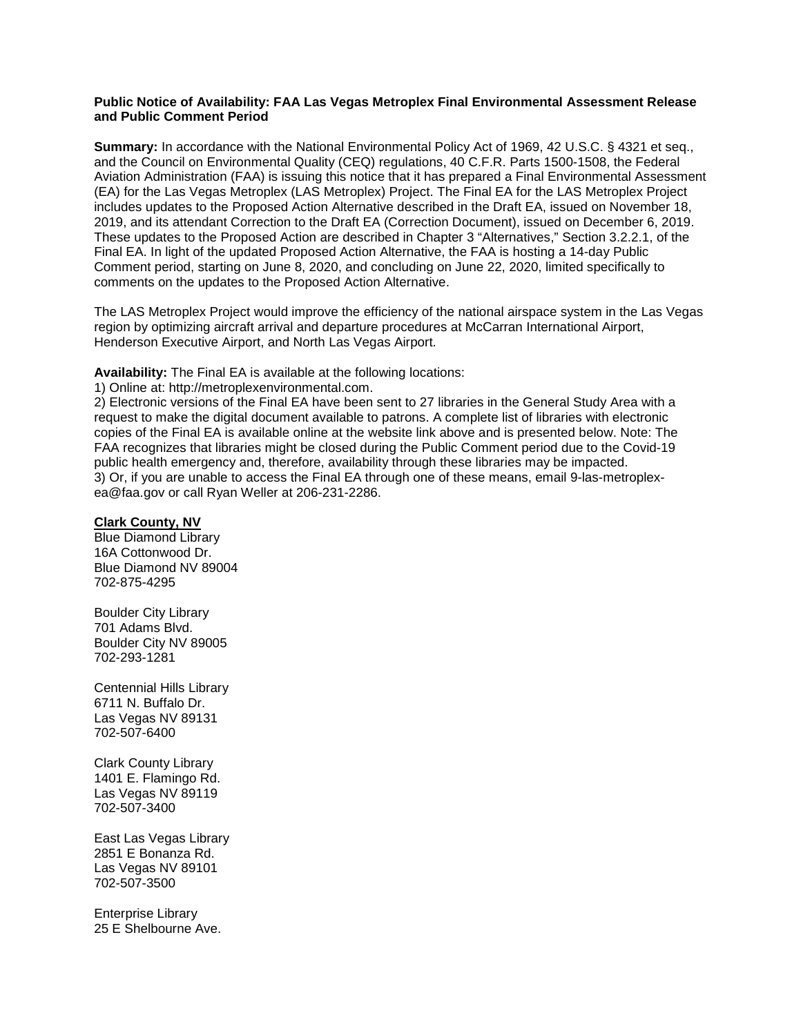**Public Notice of Availability: FAA Las Vegas Metroplex Final Environmental Assessment Release and Public Comment Period**

**Summary:** In accordance with the National Environmental Policy Act of 1969, 42 U.S.C. § 4321 et seq., and the Council on Environmental Quality (CEQ) regulations, 40 C.F.R. Parts 1500-1508, the Federal Aviation Administration (FAA) is issuing this notice that it has prepared a Final Environmental Assessment (EA) for the Las Vegas Metroplex (LAS Metroplex) Project. The Final EA for the LAS Metroplex Project includes updates to the Proposed Action Alternative described in the Draft EA, issued on November 18, 2019, and its attendant Correction to the Draft EA (Correction Document), issued on December 6, 2019. These updates to the Proposed Action are described in Chapter 3 "Alternatives," Section 3.2.2.1, of the Final EA. In light of the updated Proposed Action Alternative, the FAA is hosting a 14-day Public Comment period, starting on June 8, 2020, and concluding on June 22, 2020, limited specifically to comments on the updates to the Proposed Action Alternative.

The LAS Metroplex Project would improve the efficiency of the national airspace system in the Las Vegas region by optimizing aircraft arrival and departure procedures at McCarran International Airport, Henderson Executive Airport, and North Las Vegas Airport.

**Availability:** The Final EA is available at the following locations:
1) Online at: http://metroplexenvironmental.com.
2) Electronic versions of the Final EA have been sent to 27 libraries in the General Study Area with a request to make the digital document available to patrons. A complete list of libraries with electronic copies of the Final EA is available online at the website link above and is presented below. Note: The FAA recognizes that libraries might be closed during the Public Comment period due to the Covid-19 public health emergency and, therefore, availability through these libraries may be impacted.
3) Or, if you are unable to access the Final EA through one of these means, email 9-las-metroplex-ea@faa.gov or call Ryan Weller at 206-231-2286.

**Clark County, NV**

Blue Diamond Library
16A Cottonwood Dr.
Blue Diamond NV 89004
702-875-4295

Boulder City Library
701 Adams Blvd.
Boulder City NV 89005
702-293-1281

Centennial Hills Library
6711 N. Buffalo Dr.
Las Vegas NV 89131
702-507-6400

Clark County Library
1401 E. Flamingo Rd.
Las Vegas NV 89119
702-507-3400

East Las Vegas Library
2851 E Bonanza Rd.
Las Vegas NV 89101
702-507-3500

Enterprise Library
25 E Shelbourne Ave.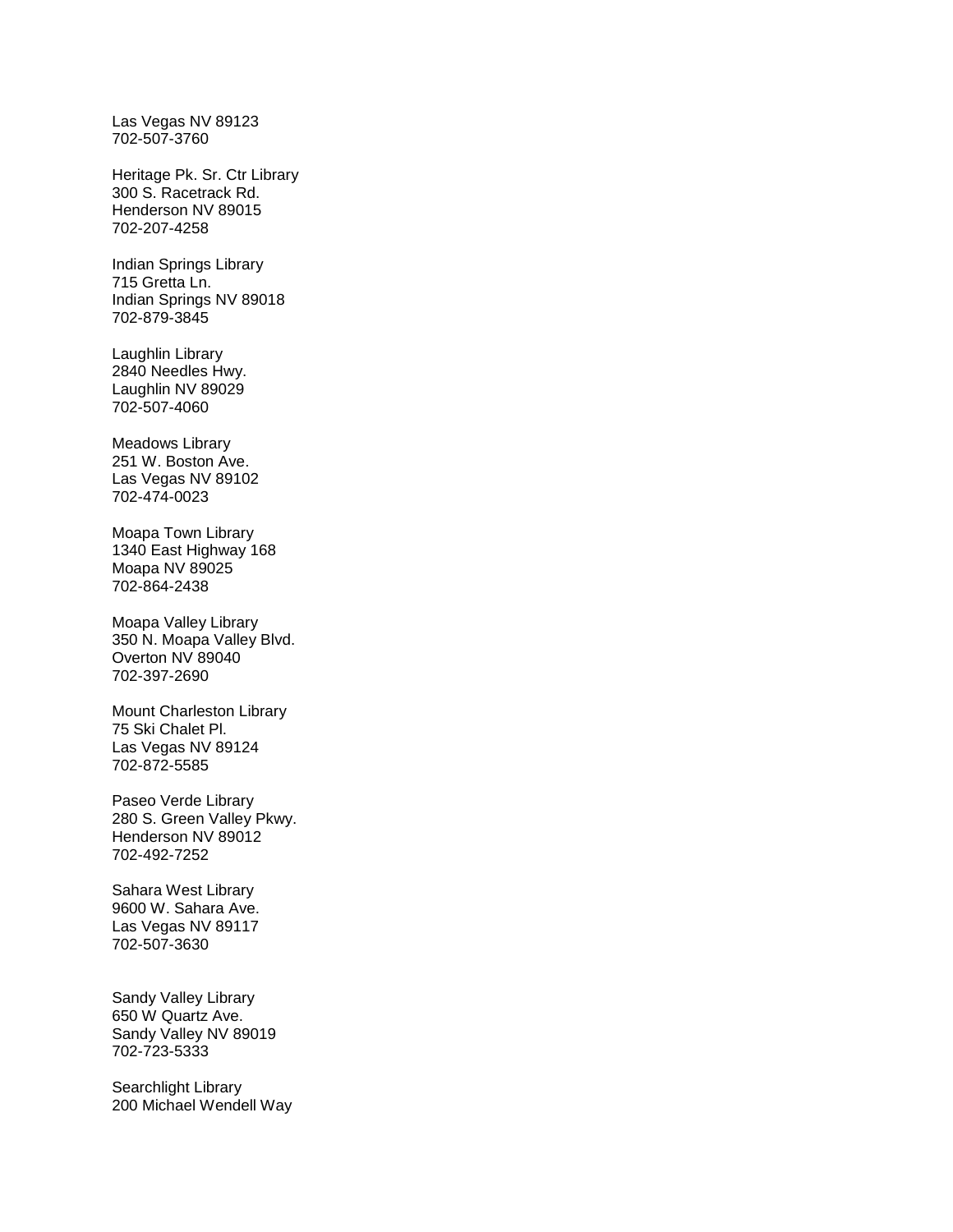Las Vegas NV 89123
702-507-3760

Heritage Pk. Sr. Ctr Library
300 S. Racetrack Rd.
Henderson NV 89015
702-207-4258

Indian Springs Library
715 Gretta Ln.
Indian Springs NV 89018
702-879-3845

Laughlin Library
2840 Needles Hwy.
Laughlin NV 89029
702-507-4060

Meadows Library
251 W. Boston Ave.
Las Vegas NV 89102
702-474-0023

Moapa Town Library
1340 East Highway 168
Moapa NV 89025
702-864-2438

Moapa Valley Library
350 N. Moapa Valley Blvd.
Overton NV 89040
702-397-2690

Mount Charleston Library
75 Ski Chalet Pl.
Las Vegas NV 89124
702-872-5585

Paseo Verde Library
280 S. Green Valley Pkwy.
Henderson NV 89012
702-492-7252

Sahara West Library
9600 W. Sahara Ave.
Las Vegas NV 89117
702-507-3630

Sandy Valley Library
650 W Quartz Ave.
Sandy Valley NV 89019
702-723-5333

Searchlight Library
200 Michael Wendell Way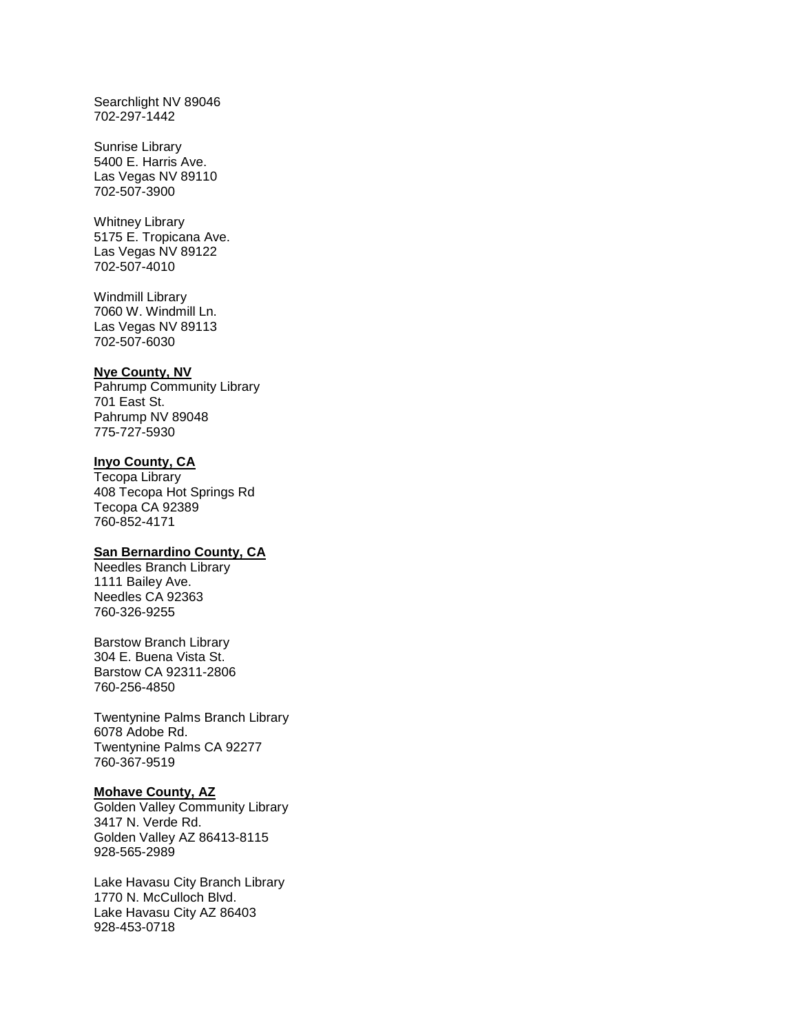Searchlight NV 89046
702-297-1442

Sunrise Library
5400 E. Harris Ave.
Las Vegas NV 89110
702-507-3900

Whitney Library
5175 E. Tropicana Ave.
Las Vegas NV 89122
702-507-4010

Windmill Library
7060 W. Windmill Ln.
Las Vegas NV 89113
702-507-6030

**Nye County, NV**
Pahrump Community Library
701 East St.
Pahrump NV 89048
775-727-5930

**Inyo County, CA**
Tecopa Library
408 Tecopa Hot Springs Rd
Tecopa CA 92389
760-852-4171

**San Bernardino County, CA**
Needles Branch Library
1111 Bailey Ave.
Needles CA 92363
760-326-9255

Barstow Branch Library
304 E. Buena Vista St.
Barstow CA 92311-2806
760-256-4850

Twentynine Palms Branch Library
6078 Adobe Rd.
Twentynine Palms CA 92277
760-367-9519

**Mohave County, AZ**
Golden Valley Community Library
3417 N. Verde Rd.
Golden Valley AZ 86413-8115
928-565-2989

Lake Havasu City Branch Library
1770 N. McCulloch Blvd.
Lake Havasu City AZ 86403
928-453-0718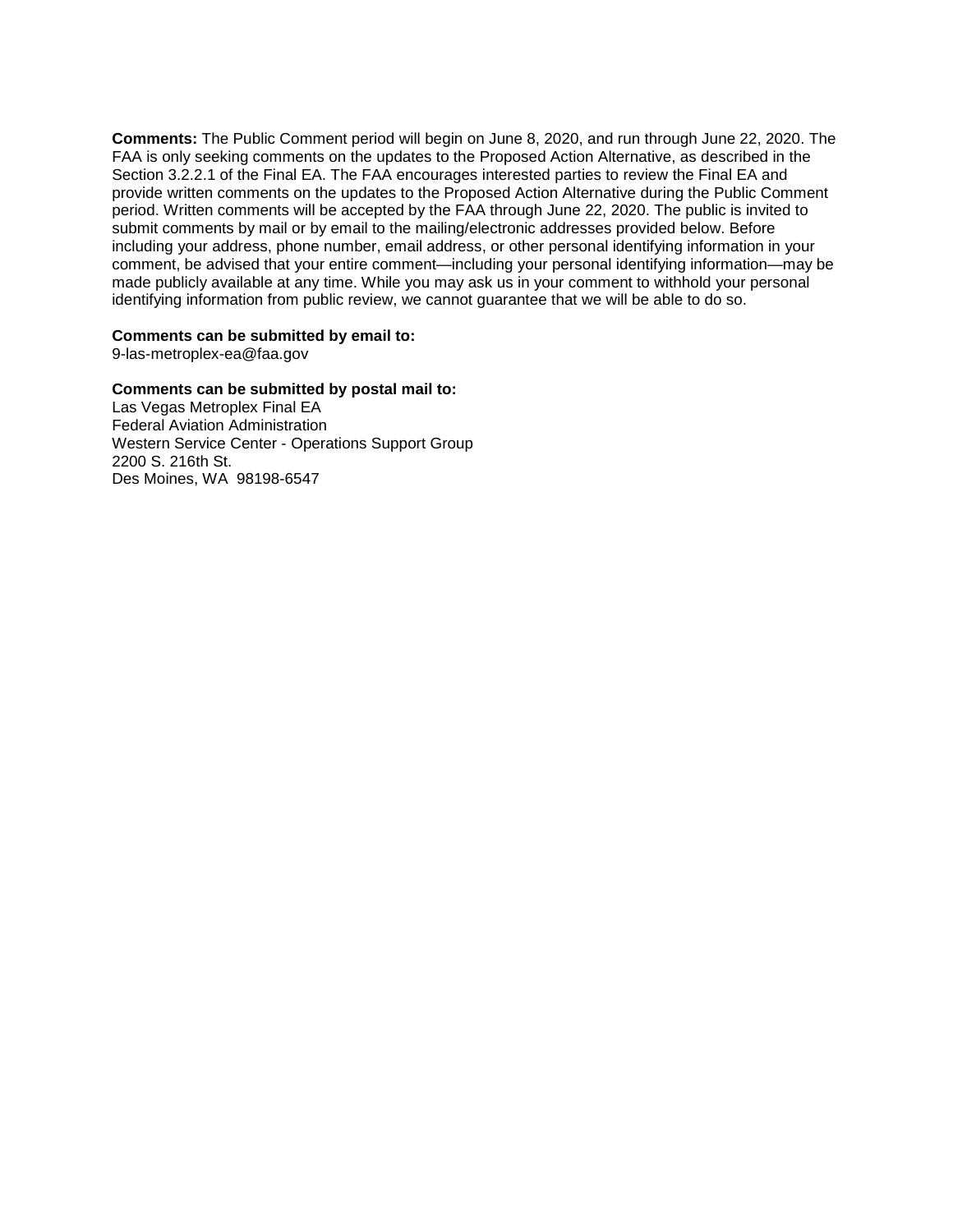**Comments:** The Public Comment period will begin on June 8, 2020, and run through June 22, 2020. The FAA is only seeking comments on the updates to the Proposed Action Alternative, as described in the Section 3.2.2.1 of the Final EA. The FAA encourages interested parties to review the Final EA and provide written comments on the updates to the Proposed Action Alternative during the Public Comment period. Written comments will be accepted by the FAA through June 22, 2020. The public is invited to submit comments by mail or by email to the mailing/electronic addresses provided below. Before including your address, phone number, email address, or other personal identifying information in your comment, be advised that your entire comment—including your personal identifying information—may be made publicly available at any time. While you may ask us in your comment to withhold your personal identifying information from public review, we cannot guarantee that we will be able to do so.

**Comments can be submitted by email to:**
9-las-metroplex-ea@faa.gov

**Comments can be submitted by postal mail to:**
Las Vegas Metroplex Final EA
Federal Aviation Administration
Western Service Center - Operations Support Group
2200 S. 216th St.
Des Moines, WA 98198-6547